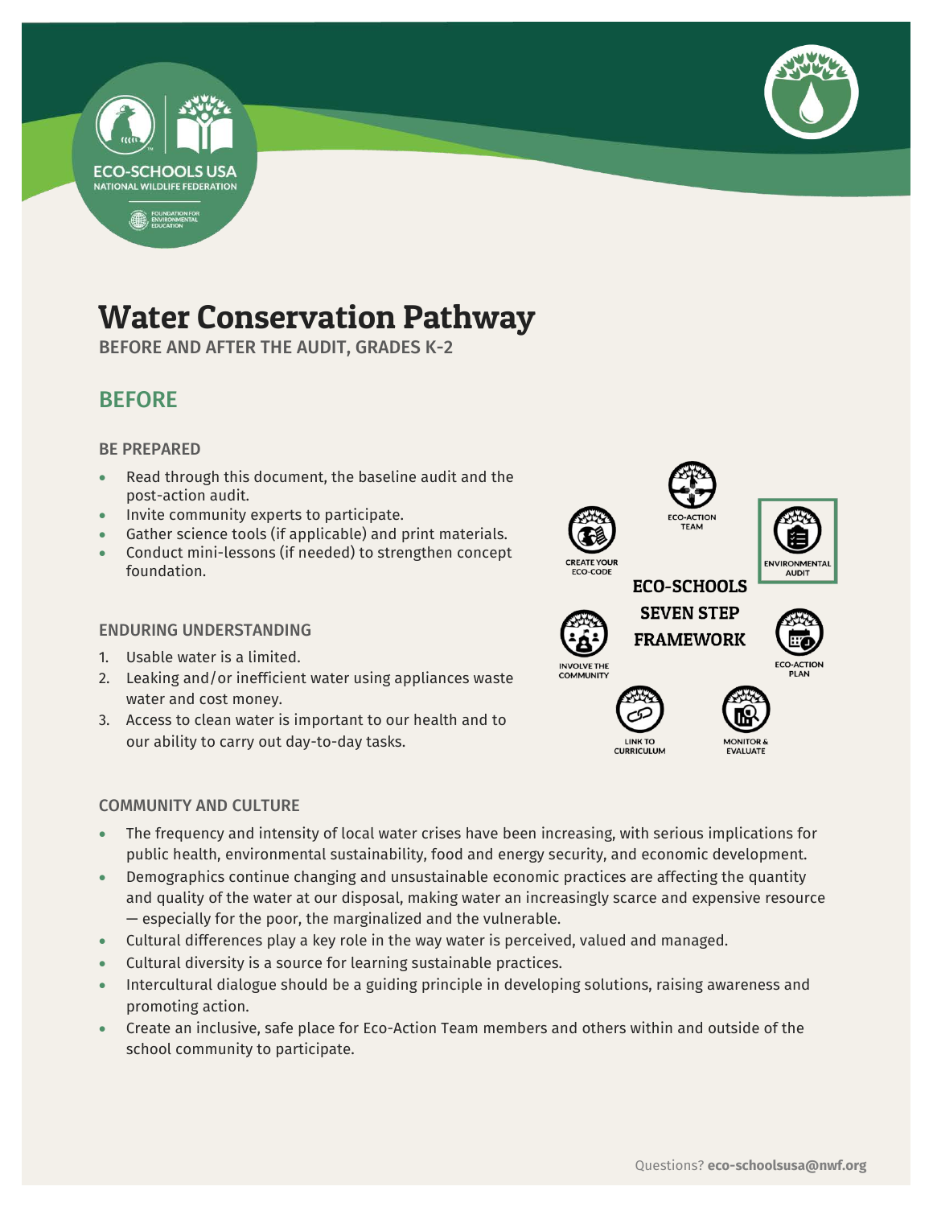# Water Conservation Pathway

BEFORE AND AFTER THE AUDIT, GRADES K-2

## BEFORE

### BE PREPARED

- Read through this document, the baseline audit and the post-action audit.
- Invite community experts to participate.
- Gather science tools (if applicable) and print materials.
- Conduct mini-lessons (if needed) to strengthen concept foundation.

### ENDURING UNDERSTANDING

1. Usable water is a limited.
2. Leaking and/or inefficient water using appliances waste water and cost money.
3. Access to clean water is important to our health and to our ability to carry out day-to-day tasks.

ECO-SCHOOLS SEVEN STEP FRAMEWORK

- ECO-ACTION TEAM
- ENVIRONMENTAL AUDIT
- ECO-ACTION PLAN
- MONITOR & EVALUATE
- LINK TO CURRICULUM
- INVOLVE THE COMMUNITY
- CREATE YOUR ECO-CODE

### COMMUNITY AND CULTURE

- The frequency and intensity of local water crises have been increasing, with serious implications for public health, environmental sustainability, food and energy security, and economic development.
- Demographics continue changing and unsustainable economic practices are affecting the quantity and quality of the water at our disposal, making water an increasingly scarce and expensive resource — especially for the poor, the marginalized and the vulnerable.
- Cultural differences play a key role in the way water is perceived, valued and managed.
- Cultural diversity is a source for learning sustainable practices.
- Intercultural dialogue should be a guiding principle in developing solutions, raising awareness and promoting action.
- Create an inclusive, safe place for Eco-Action Team members and others within and outside of the school community to participate.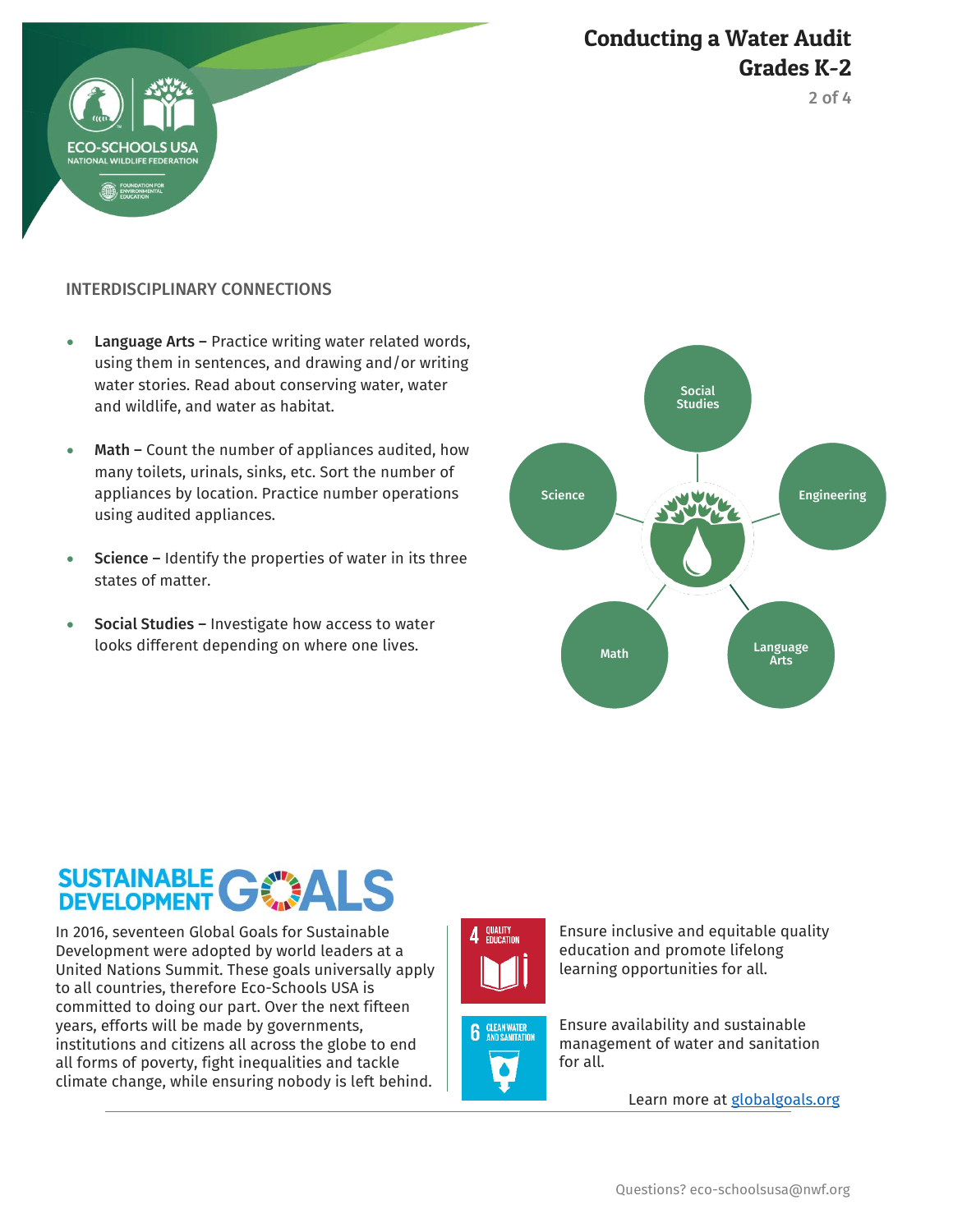## INTERDISCIPLINARY CONNECTIONS

- **Language Arts –** Practice writing water related words, using them in sentences, and drawing and/or writing water stories. Read about conserving water, water and wildlife, and water as habitat.
- **Math –** Count the number of appliances audited, how many toilets, urinals, sinks, etc. Sort the number of appliances by location. Practice number operations using audited appliances.
- **Science –** Identify the properties of water in its three states of matter.
- **Social Studies –** Investigate how access to water looks different depending on where one lives.

Social Studies

Science

Engineering

Math

Language Arts

## SUSTAINABLE DEVELOPMENT GOALS

In 2016, seventeen Global Goals for Sustainable Development were adopted by world leaders at a United Nations Summit. These goals universally apply to all countries, therefore Eco-Schools USA is committed to doing our part. Over the next fifteen years, efforts will be made by governments, institutions and citizens all across the globe to end all forms of poverty, fight inequalities and tackle climate change, while ensuring nobody is left behind.

**4 QUALITY EDUCATION** – Ensure inclusive and equitable quality education and promote lifelong learning opportunities for all.

**6 CLEAN WATER AND SANITATION** – Ensure availability and sustainable management of water and sanitation for all.

Learn more at [globalgoals.org](globalgoals.org)

Questions? eco-schoolsusa@nwf.org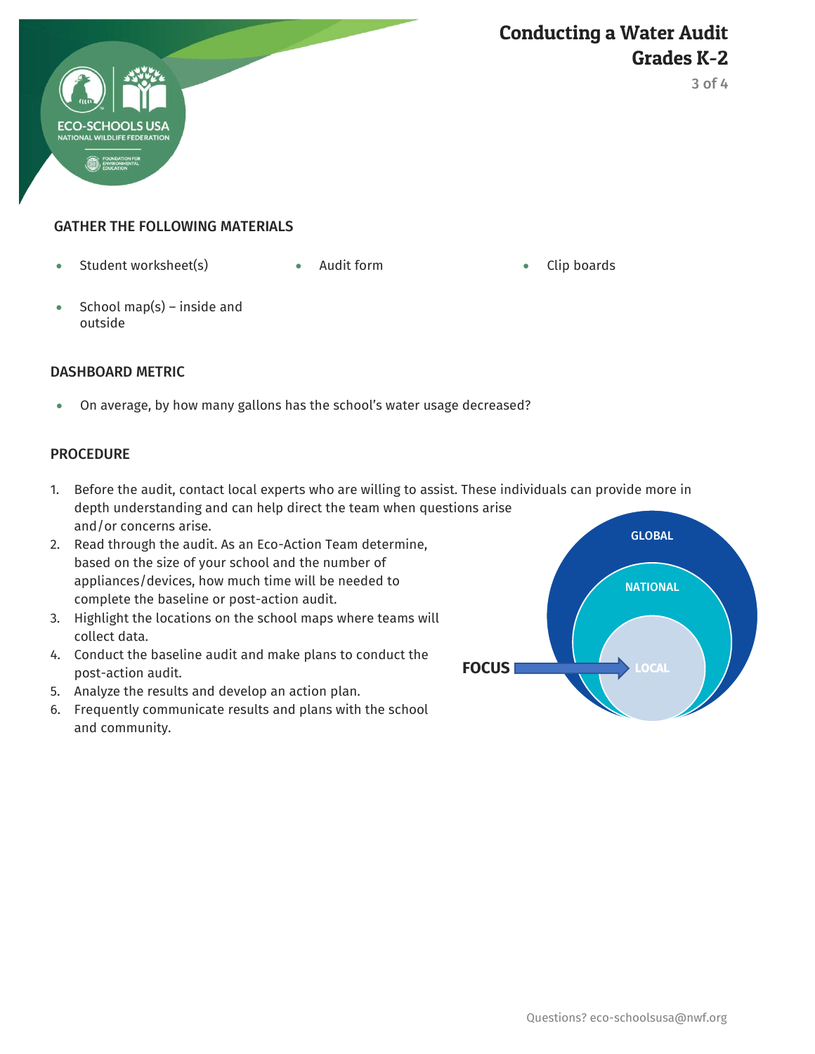## GATHER THE FOLLOWING MATERIALS

- Student worksheet(s)
- Audit form
- Clip boards
- School map(s) – inside and outside

## DASHBOARD METRIC

- On average, by how many gallons has the school's water usage decreased?

## PROCEDURE

1. Before the audit, contact local experts who are willing to assist. These individuals can provide more in depth understanding and can help direct the team when questions arise and/or concerns arise.
2. Read through the audit. As an Eco-Action Team determine, based on the size of your school and the number of appliances/devices, how much time will be needed to complete the baseline or post-action audit.
3. Highlight the locations on the school maps where teams will collect data.
4. Conduct the baseline audit and make plans to conduct the post-action audit.
5. Analyze the results and develop an action plan.
6. Frequently communicate results and plans with the school and community.

GLOBAL

NATIONAL

LOCAL

**FOCUS**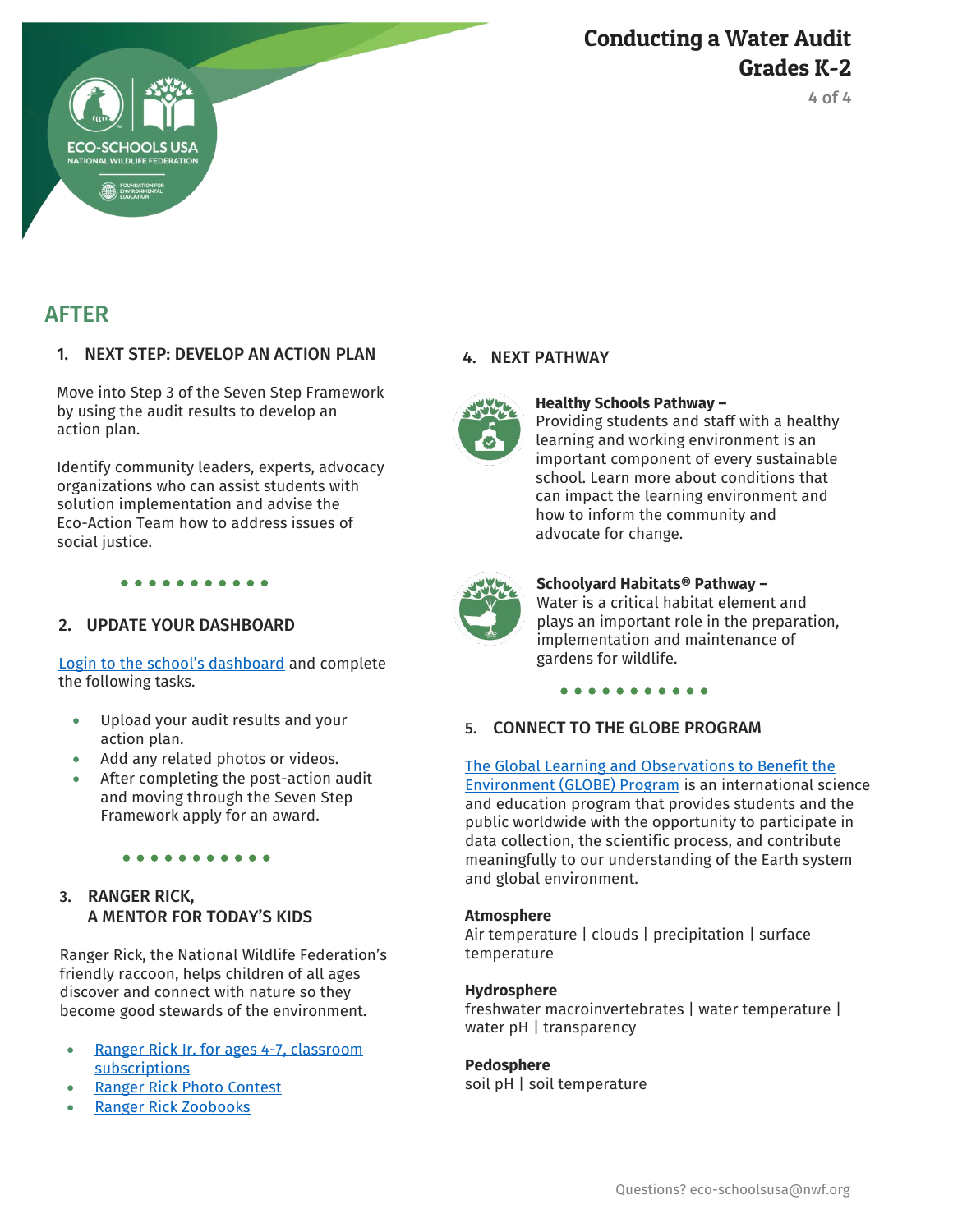# AFTER

## 1. NEXT STEP: DEVELOP AN ACTION PLAN

Move into Step 3 of the Seven Step Framework by using the audit results to develop an action plan.

Identify community leaders, experts, advocacy organizations who can assist students with solution implementation and advise the Eco-Action Team how to address issues of social justice.

## 2. UPDATE YOUR DASHBOARD

Login to the school's dashboard and complete the following tasks.

- Upload your audit results and your action plan.
- Add any related photos or videos.
- After completing the post-action audit and moving through the Seven Step Framework apply for an award.

## 3. RANGER RICK, A MENTOR FOR TODAY'S KIDS

Ranger Rick, the National Wildlife Federation's friendly raccoon, helps children of all ages discover and connect with nature so they become good stewards of the environment.

- Ranger Rick Jr. for ages 4-7, classroom subscriptions
- Ranger Rick Photo Contest
- Ranger Rick Zoobooks

## 4. NEXT PATHWAY

**Healthy Schools Pathway –** Providing students and staff with a healthy learning and working environment is an important component of every sustainable school. Learn more about conditions that can impact the learning environment and how to inform the community and advocate for change.

**Schoolyard Habitats® Pathway –** Water is a critical habitat element and plays an important role in the preparation, implementation and maintenance of gardens for wildlife.

## 5. CONNECT TO THE GLOBE PROGRAM

The Global Learning and Observations to Benefit the Environment (GLOBE) Program is an international science and education program that provides students and the public worldwide with the opportunity to participate in data collection, the scientific process, and contribute meaningfully to our understanding of the Earth system and global environment.

**Atmosphere**
Air temperature | clouds | precipitation | surface temperature

**Hydrosphere**
freshwater macroinvertebrates | water temperature | water pH | transparency

**Pedosphere**
soil pH | soil temperature

Questions? eco-schoolsusa@nwf.org